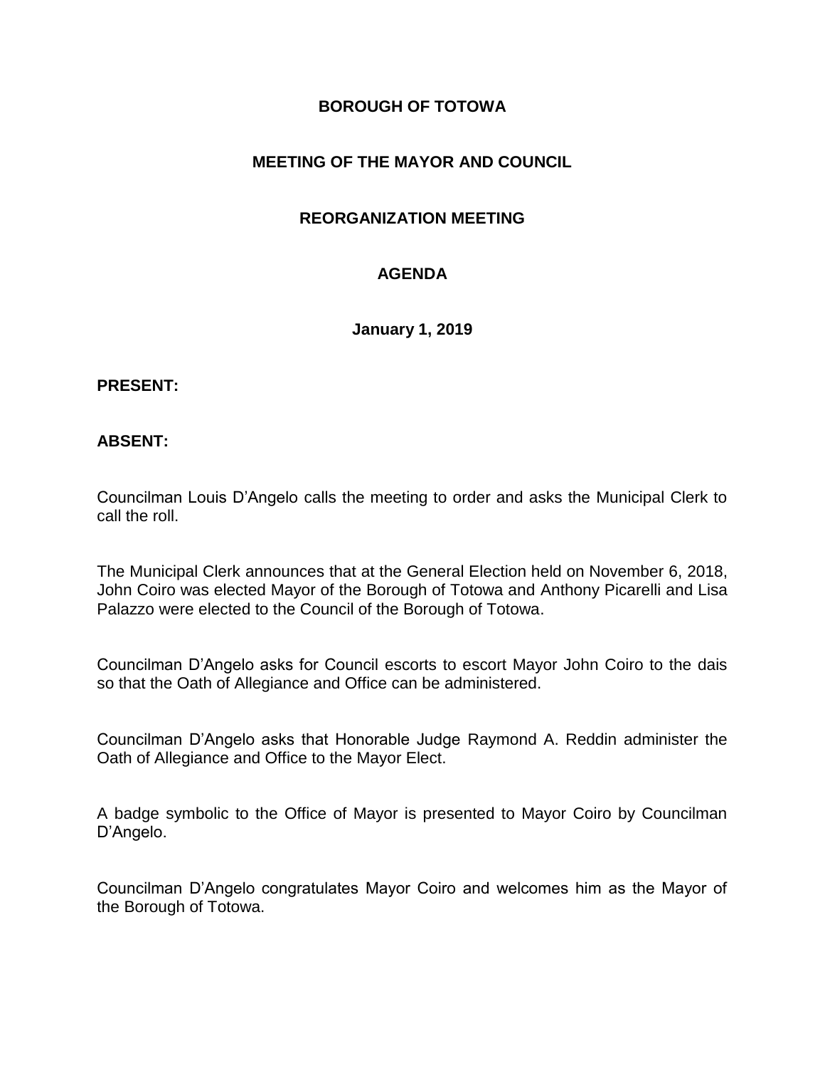# BOROUGH OF TOTOWA

## MEETING OF THE MAYOR AND COUNCIL

## REORGANIZATION MEETING

## AGENDA

**January 1, 2019**

**PRESENT:**

**ABSENT:**

Councilman Louis D'Angelo calls the meeting to order and asks the Municipal Clerk to call the roll.

The Municipal Clerk announces that at the General Election held on November 6, 2018, John Coiro was elected Mayor of the Borough of Totowa and Anthony Picarelli and Lisa Palazzo were elected to the Council of the Borough of Totowa.

Councilman D'Angelo asks for Council escorts to escort Mayor John Coiro to the dais so that the Oath of Allegiance and Office can be administered.

Councilman D'Angelo asks that Honorable Judge Raymond A. Reddin administer the Oath of Allegiance and Office to the Mayor Elect.

A badge symbolic to the Office of Mayor is presented to Mayor Coiro by Councilman D'Angelo.

Councilman D'Angelo congratulates Mayor Coiro and welcomes him as the Mayor of the Borough of Totowa.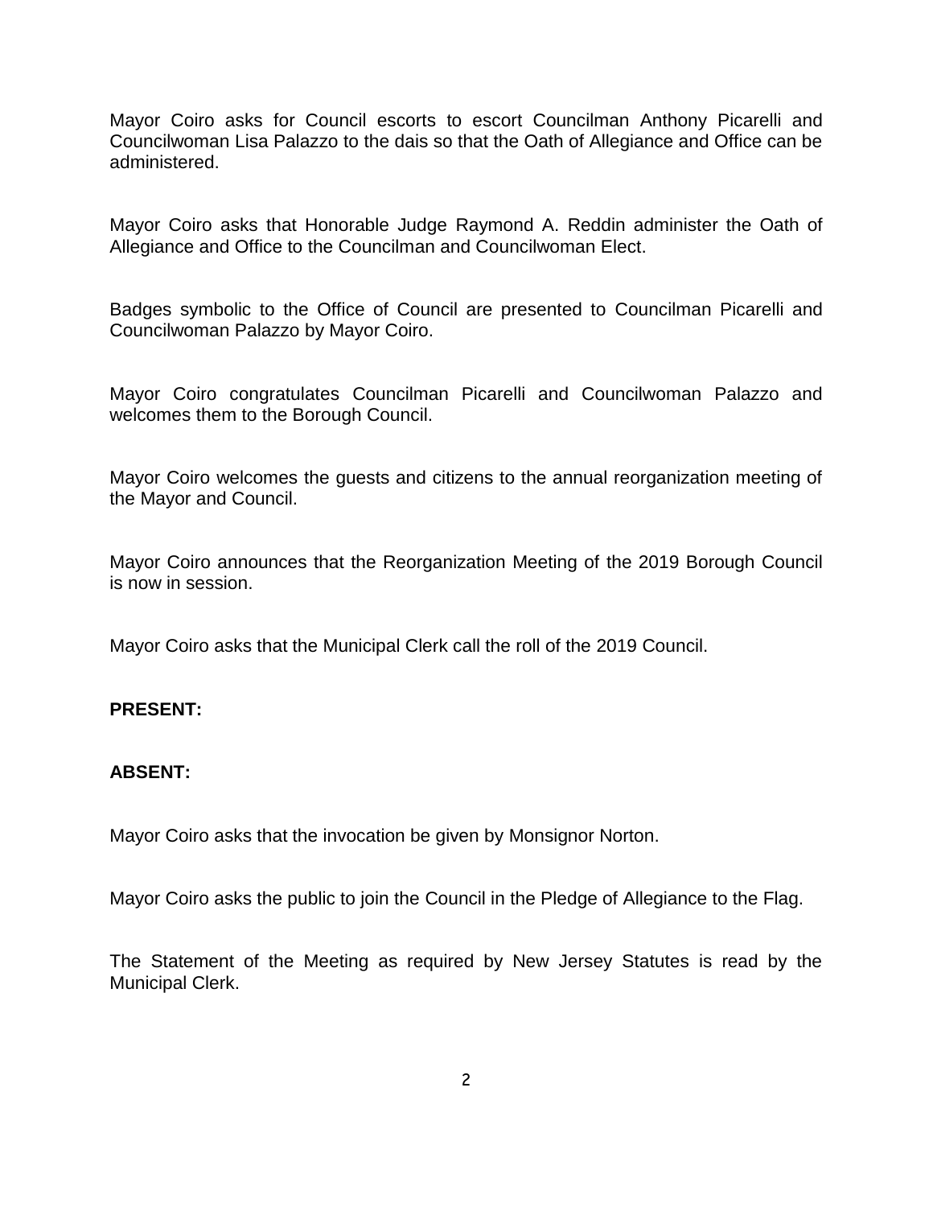Mayor Coiro asks for Council escorts to escort Councilman Anthony Picarelli and Councilwoman Lisa Palazzo to the dais so that the Oath of Allegiance and Office can be administered.

Mayor Coiro asks that Honorable Judge Raymond A. Reddin administer the Oath of Allegiance and Office to the Councilman and Councilwoman Elect.

Badges symbolic to the Office of Council are presented to Councilman Picarelli and Councilwoman Palazzo by Mayor Coiro.

Mayor Coiro congratulates Councilman Picarelli and Councilwoman Palazzo and welcomes them to the Borough Council.

Mayor Coiro welcomes the guests and citizens to the annual reorganization meeting of the Mayor and Council.

Mayor Coiro announces that the Reorganization Meeting of the 2019 Borough Council is now in session.

Mayor Coiro asks that the Municipal Clerk call the roll of the 2019 Council.

**PRESENT:**

**ABSENT:**

Mayor Coiro asks that the invocation be given by Monsignor Norton.

Mayor Coiro asks the public to join the Council in the Pledge of Allegiance to the Flag.

The Statement of the Meeting as required by New Jersey Statutes is read by the Municipal Clerk.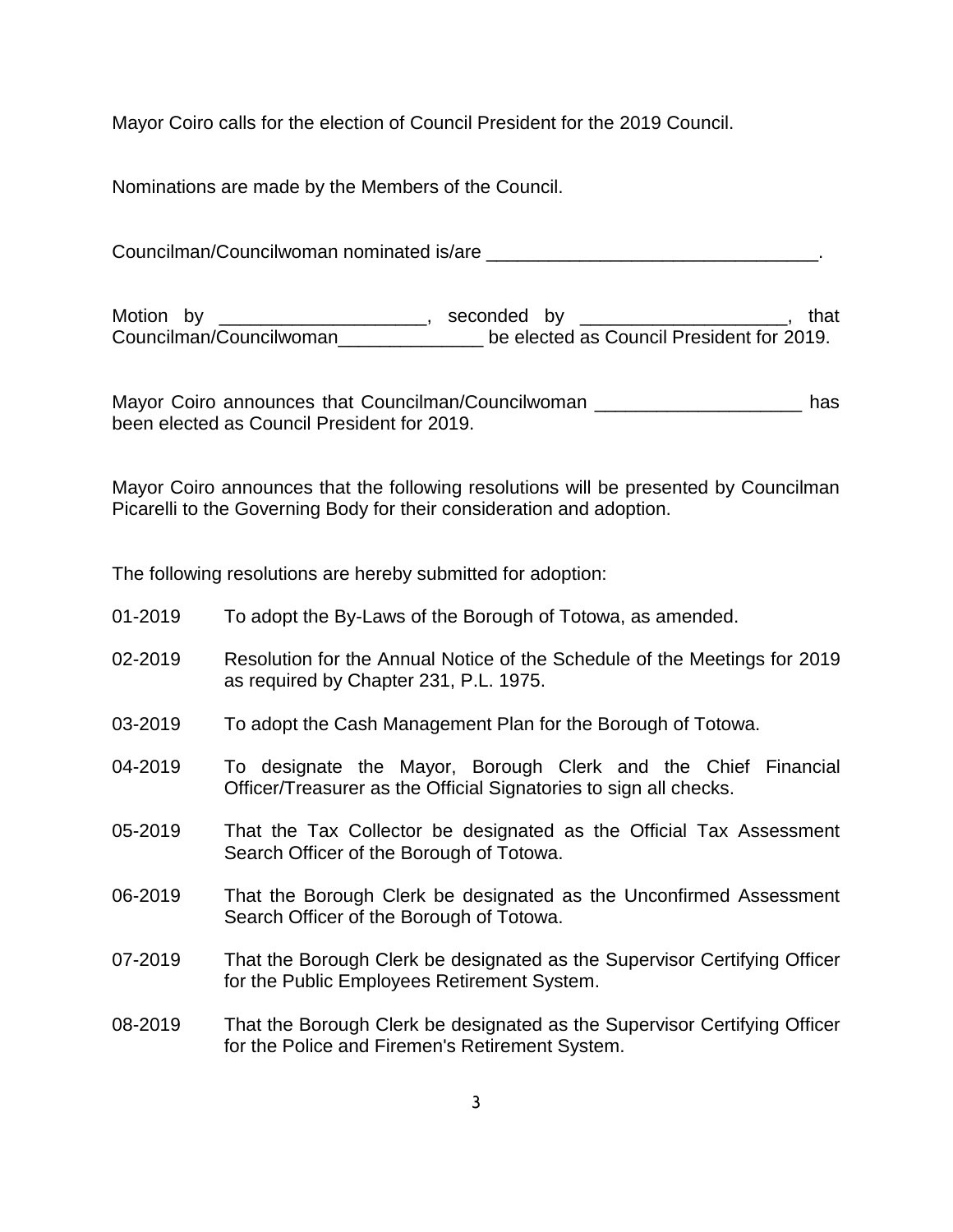Mayor Coiro calls for the election of Council President for the 2019 Council.

Nominations are made by the Members of the Council.

Councilman/Councilwoman nominated is/are ________________________________.

Motion by ____________________, seconded by ____________________, that Councilman/Councilwoman______________ be elected as Council President for 2019.

Mayor Coiro announces that Councilman/Councilwoman ____________________ has been elected as Council President for 2019.

Mayor Coiro announces that the following resolutions will be presented by Councilman Picarelli to the Governing Body for their consideration and adoption.

The following resolutions are hereby submitted for adoption:

01-2019 To adopt the By-Laws of the Borough of Totowa, as amended.

02-2019 Resolution for the Annual Notice of the Schedule of the Meetings for 2019 as required by Chapter 231, P.L. 1975.

03-2019 To adopt the Cash Management Plan for the Borough of Totowa.

04-2019 To designate the Mayor, Borough Clerk and the Chief Financial Officer/Treasurer as the Official Signatories to sign all checks.

05-2019 That the Tax Collector be designated as the Official Tax Assessment Search Officer of the Borough of Totowa.

06-2019 That the Borough Clerk be designated as the Unconfirmed Assessment Search Officer of the Borough of Totowa.

07-2019 That the Borough Clerk be designated as the Supervisor Certifying Officer for the Public Employees Retirement System.

08-2019 That the Borough Clerk be designated as the Supervisor Certifying Officer for the Police and Firemen's Retirement System.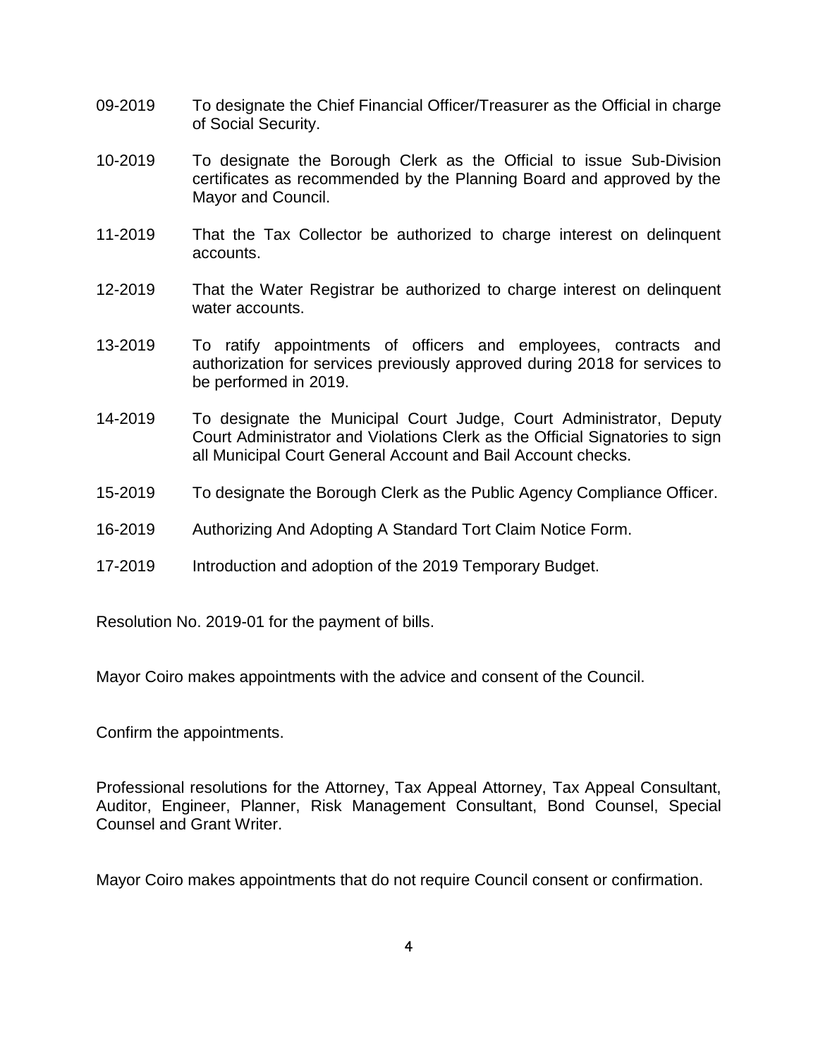09-2019 To designate the Chief Financial Officer/Treasurer as the Official in charge of Social Security.

10-2019 To designate the Borough Clerk as the Official to issue Sub-Division certificates as recommended by the Planning Board and approved by the Mayor and Council.

11-2019 That the Tax Collector be authorized to charge interest on delinquent accounts.

12-2019 That the Water Registrar be authorized to charge interest on delinquent water accounts.

13-2019 To ratify appointments of officers and employees, contracts and authorization for services previously approved during 2018 for services to be performed in 2019.

14-2019 To designate the Municipal Court Judge, Court Administrator, Deputy Court Administrator and Violations Clerk as the Official Signatories to sign all Municipal Court General Account and Bail Account checks.

15-2019 To designate the Borough Clerk as the Public Agency Compliance Officer.

16-2019 Authorizing And Adopting A Standard Tort Claim Notice Form.

17-2019 Introduction and adoption of the 2019 Temporary Budget.

Resolution No. 2019-01 for the payment of bills.

Mayor Coiro makes appointments with the advice and consent of the Council.

Confirm the appointments.

Professional resolutions for the Attorney, Tax Appeal Attorney, Tax Appeal Consultant, Auditor, Engineer, Planner, Risk Management Consultant, Bond Counsel, Special Counsel and Grant Writer.

Mayor Coiro makes appointments that do not require Council consent or confirmation.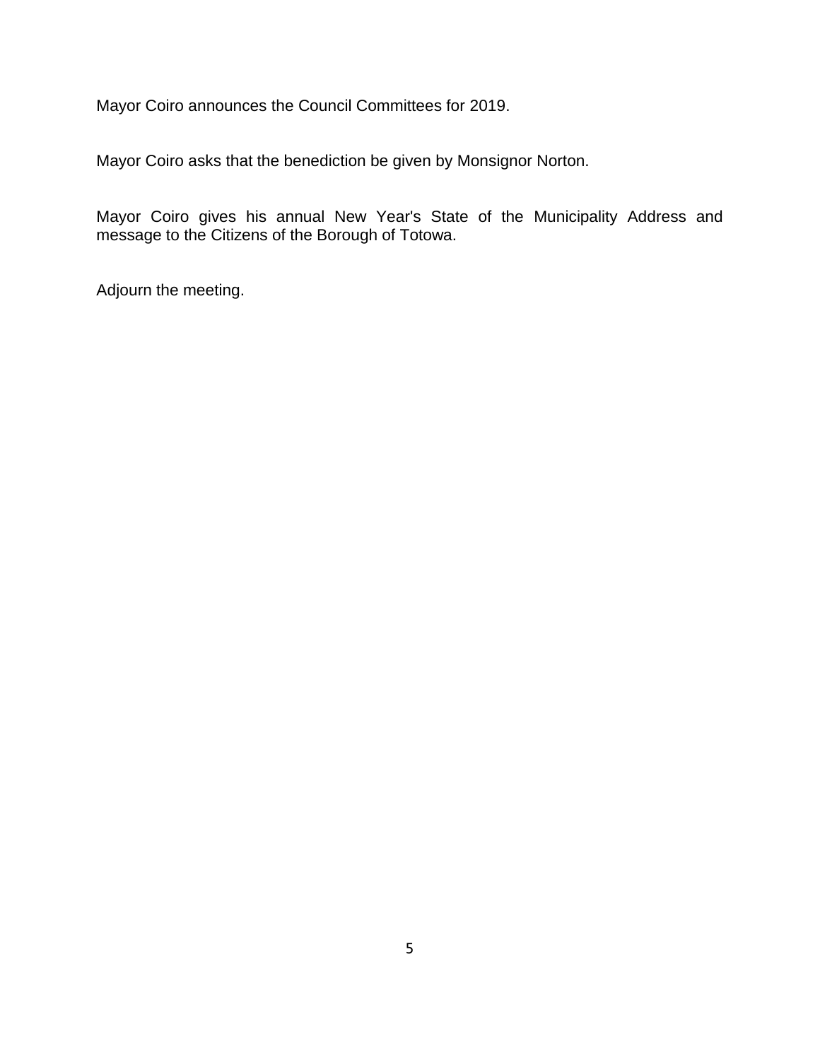Mayor Coiro announces the Council Committees for 2019.

Mayor Coiro asks that the benediction be given by Monsignor Norton.

Mayor Coiro gives his annual New Year's State of the Municipality Address and message to the Citizens of the Borough of Totowa.

Adjourn the meeting.